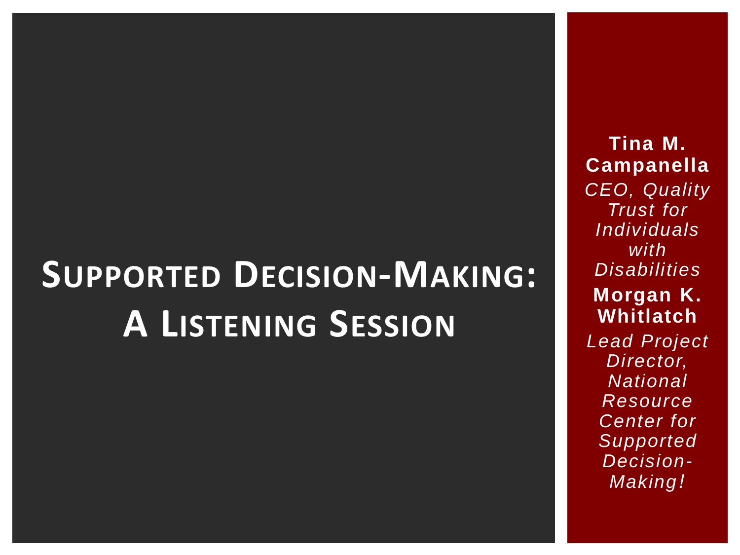# Supported Decision-Making: A Listening Session

**Tina M. Campanella**

*CEO, Quality Trust for Individuals with Disabilities*

**Morgan K. Whitlatch**

*Lead Project Director, National Resource Center for Supported Decision-Making!*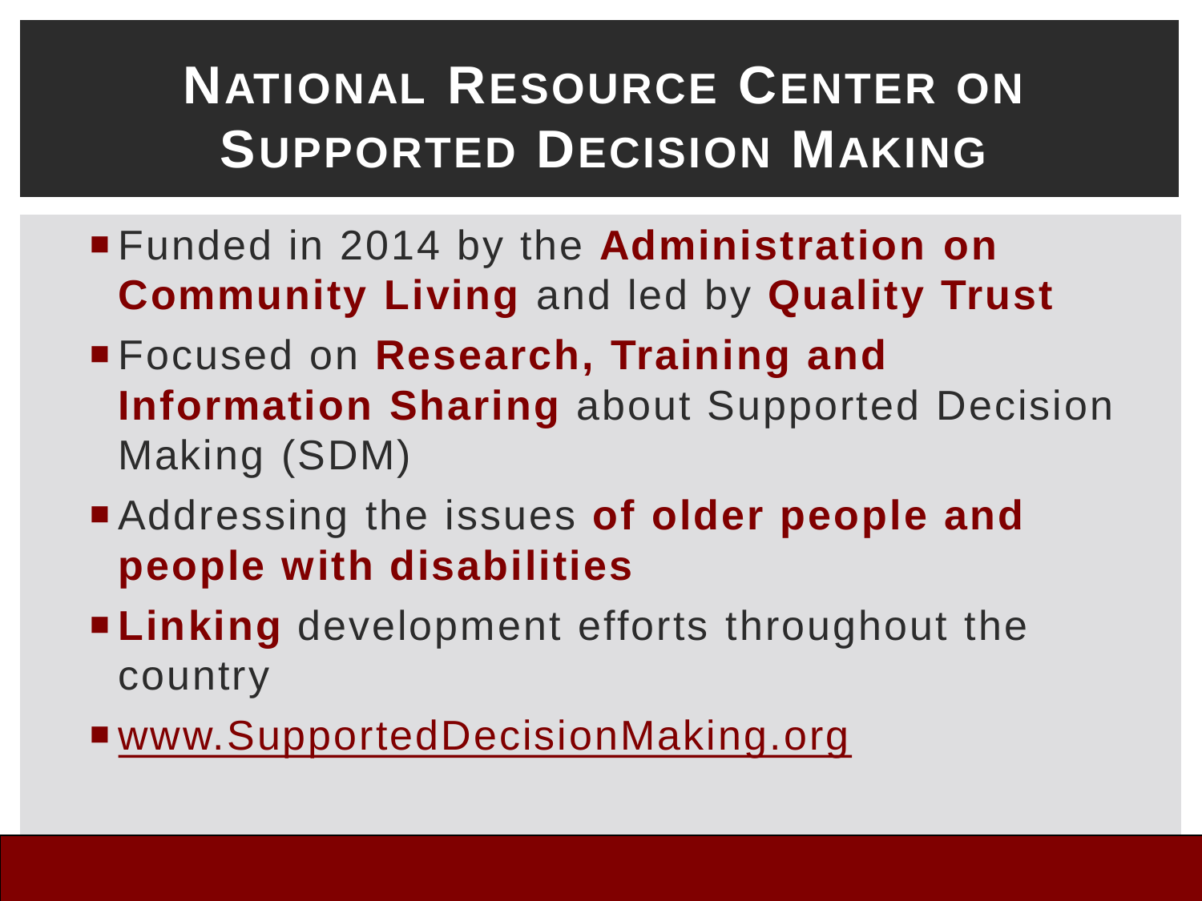# National Resource Center on Supported Decision Making

- Funded in 2014 by the **Administration on Community Living** and led by **Quality Trust**
- Focused on **Research, Training and Information Sharing** about Supported Decision Making (SDM)
- Addressing the issues **of older people and people with disabilities**
- **Linking** development efforts throughout the country
- www.SupportedDecisionMaking.org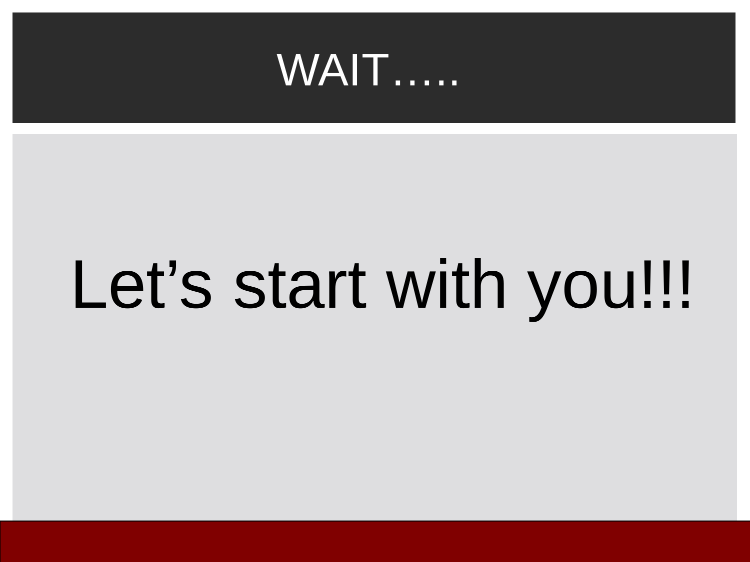# WAIT…..

Let’s start with you!!!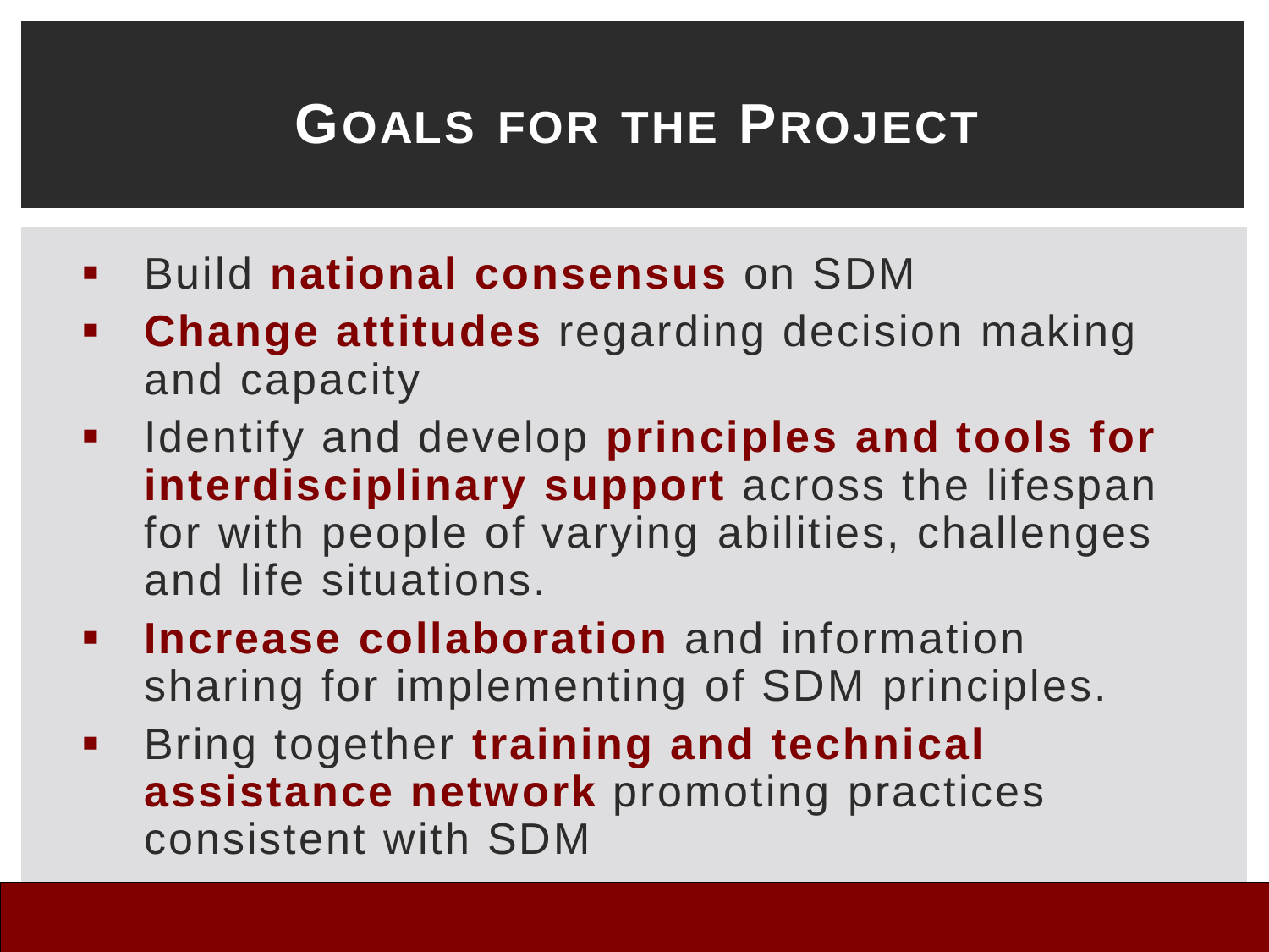# Goals for the Project

- Build **national consensus** on SDM
- **Change attitudes** regarding decision making and capacity
- Identify and develop **principles and tools for interdisciplinary support** across the lifespan for with people of varying abilities, challenges and life situations.
- **Increase collaboration** and information sharing for implementing of SDM principles.
- Bring together **training and technical assistance network** promoting practices consistent with SDM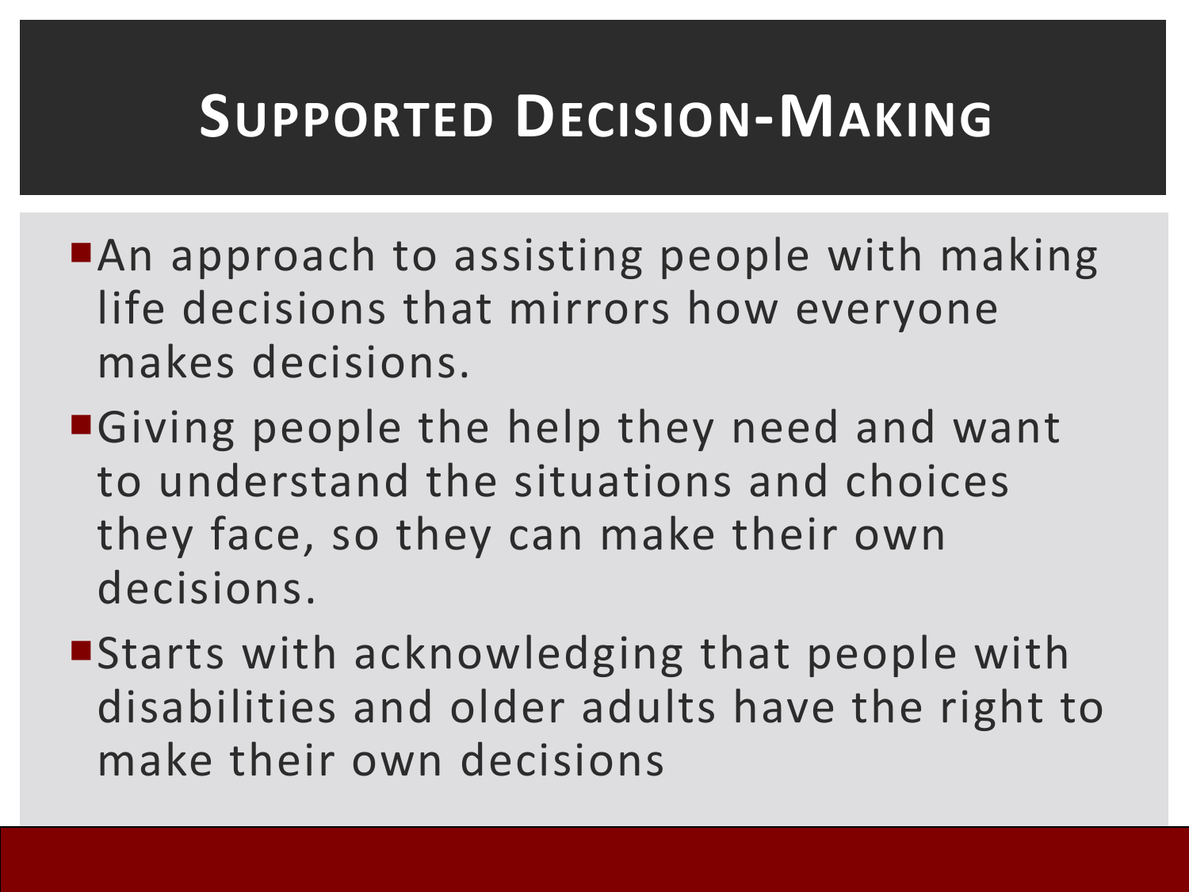# Supported Decision-Making

- An approach to assisting people with making life decisions that mirrors how everyone makes decisions.
- Giving people the help they need and want to understand the situations and choices they face, so they can make their own decisions.
- Starts with acknowledging that people with disabilities and older adults have the right to make their own decisions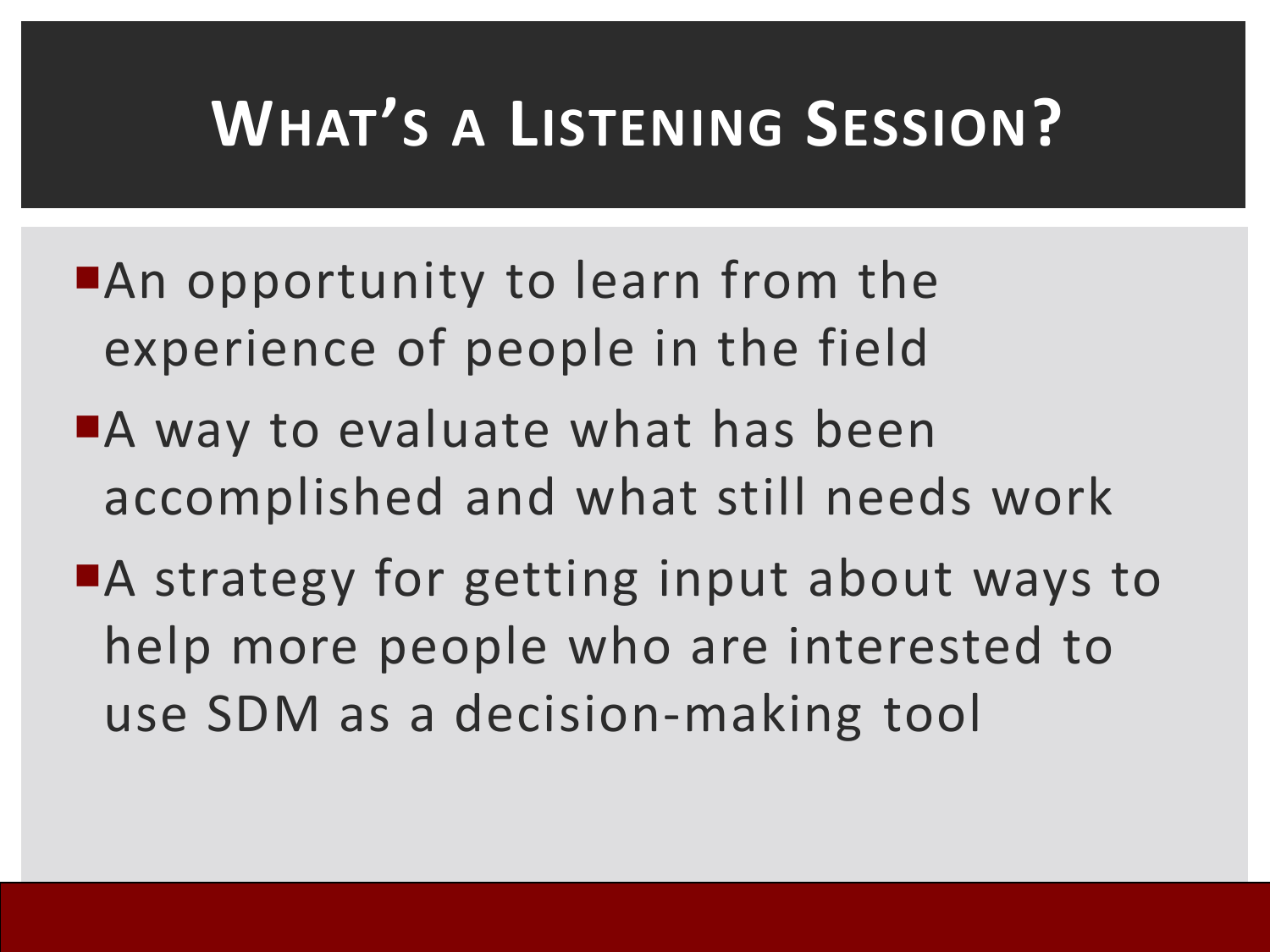# What's a Listening Session?

- An opportunity to learn from the experience of people in the field
- A way to evaluate what has been accomplished and what still needs work
- A strategy for getting input about ways to help more people who are interested to use SDM as a decision-making tool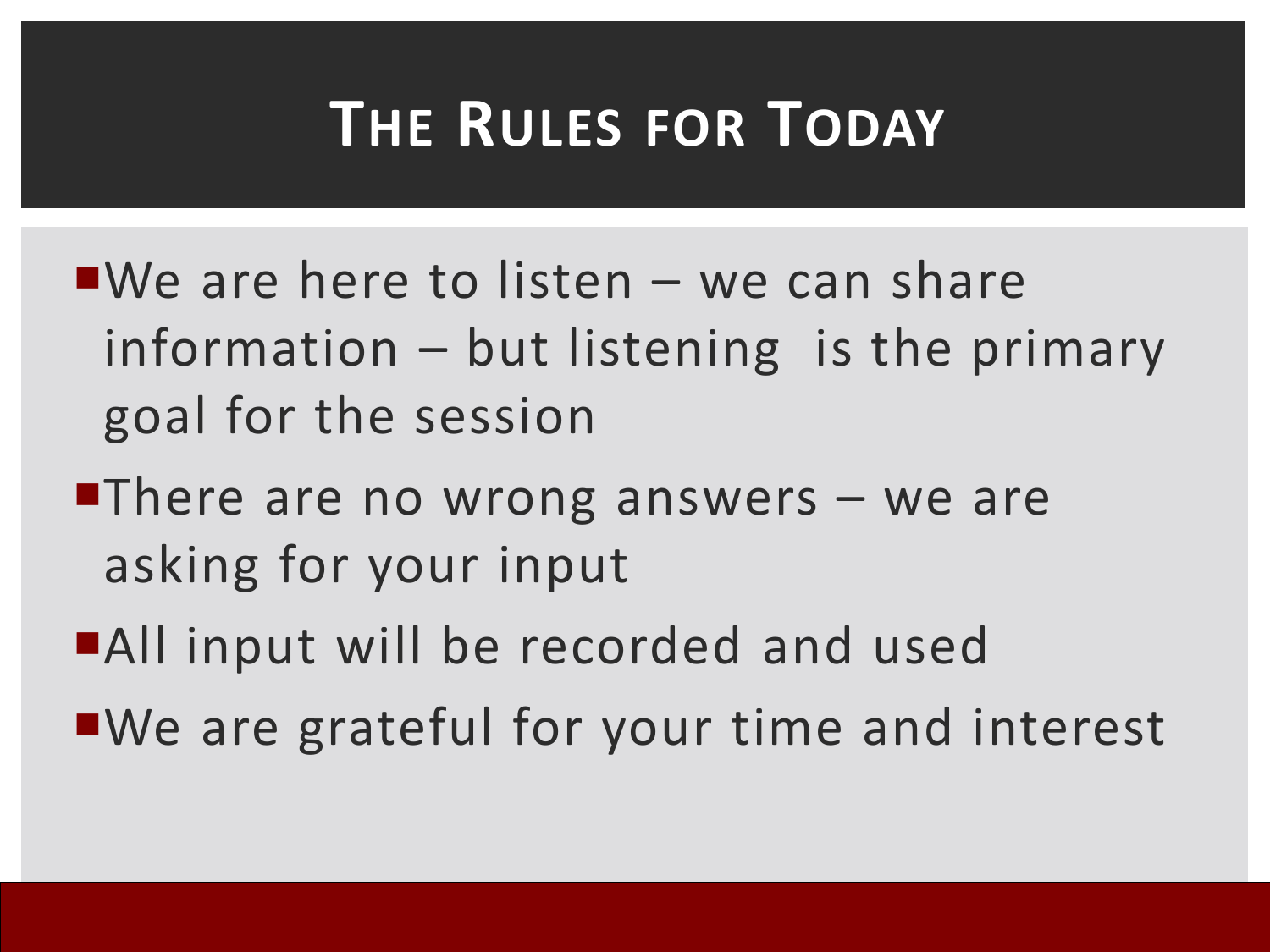# The Rules for Today

- We are here to listen – we can share information – but listening is the primary goal for the session
- There are no wrong answers – we are asking for your input
- All input will be recorded and used
- We are grateful for your time and interest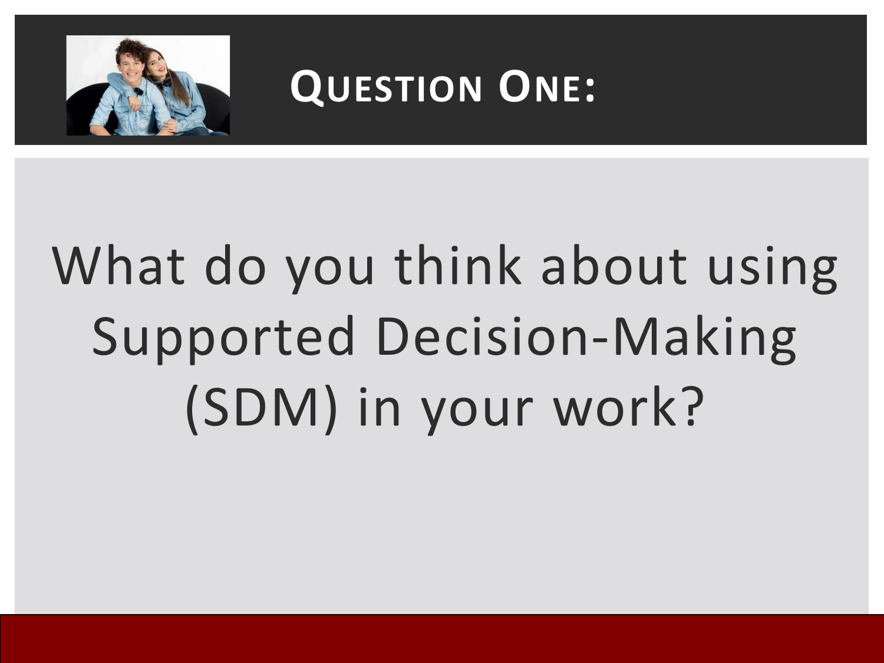## Question One:

What do you think about using Supported Decision-Making (SDM) in your work?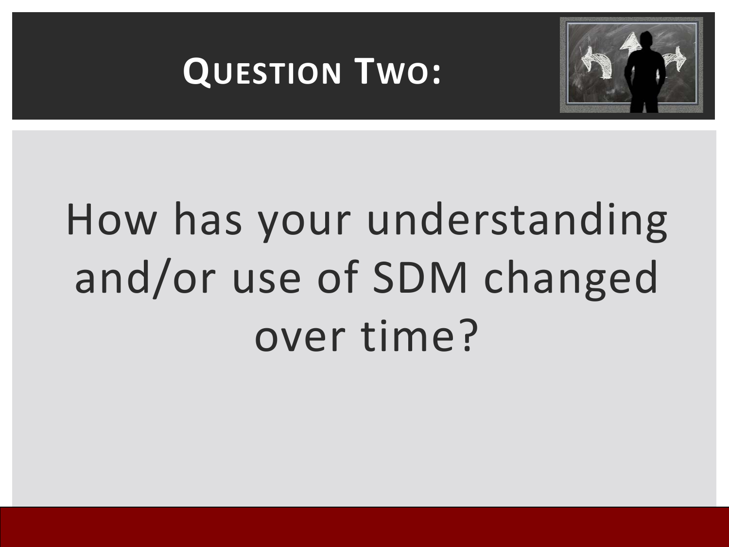# Question Two:

How has your understanding and/or use of SDM changed over time?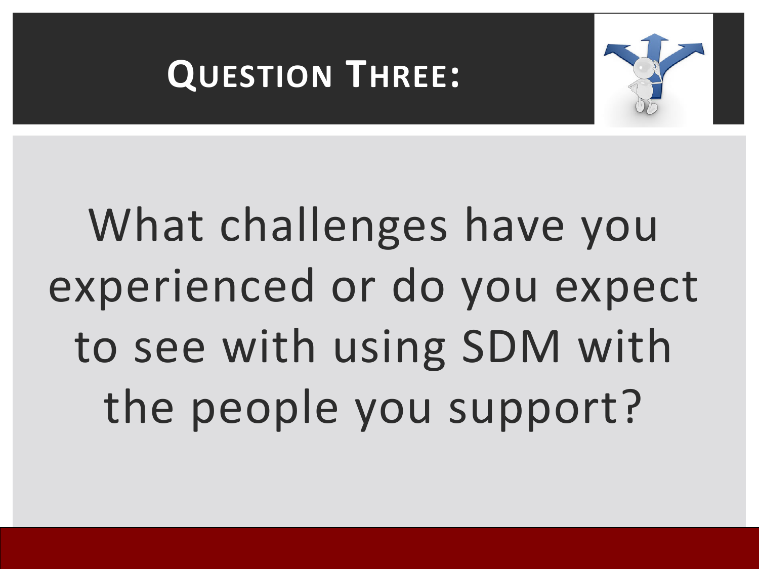# Question Three:

What challenges have you experienced or do you expect to see with using SDM with the people you support?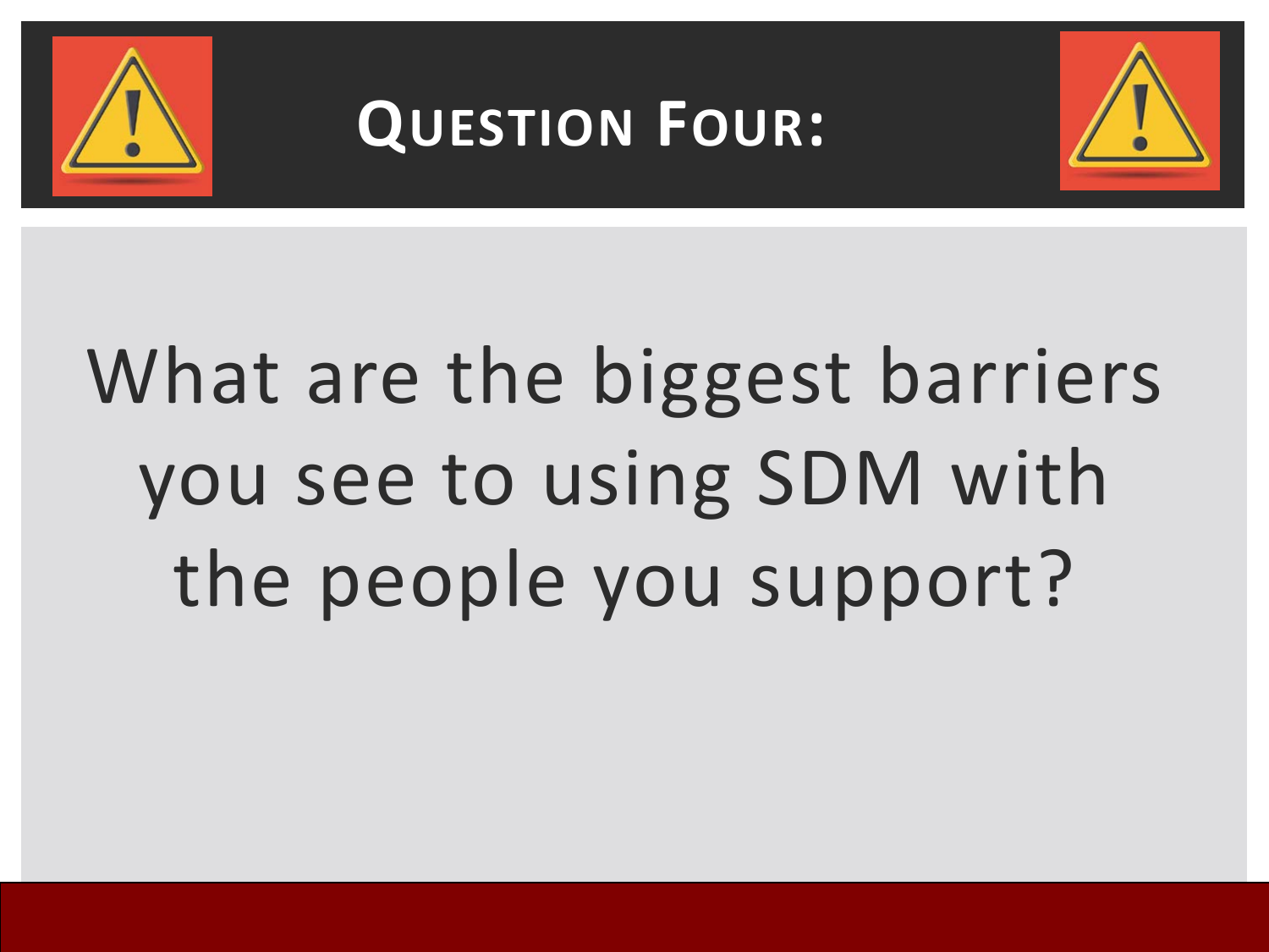# Question Four:

What are the biggest barriers you see to using SDM with the people you support?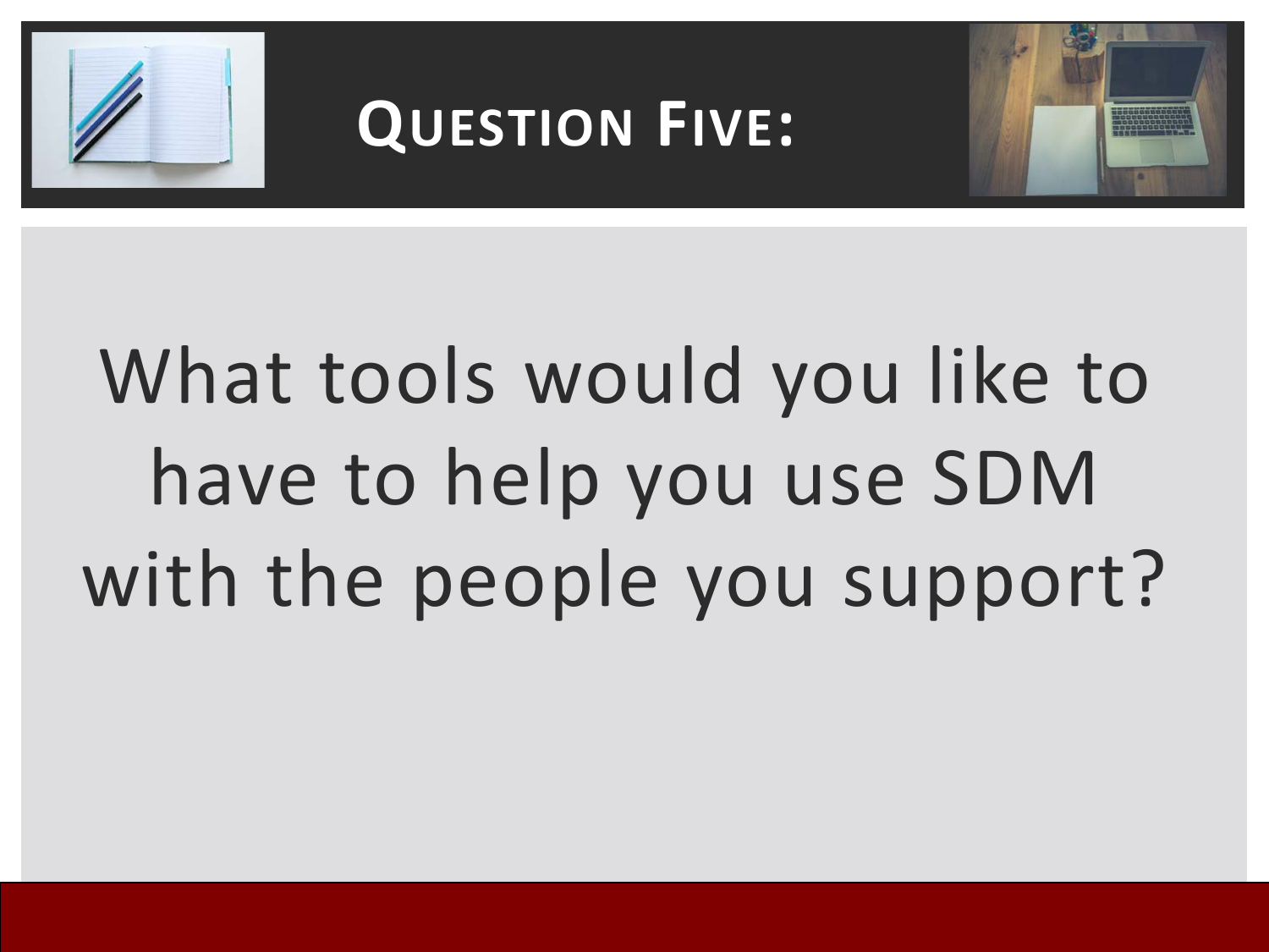# Question Five:

What tools would you like to have to help you use SDM with the people you support?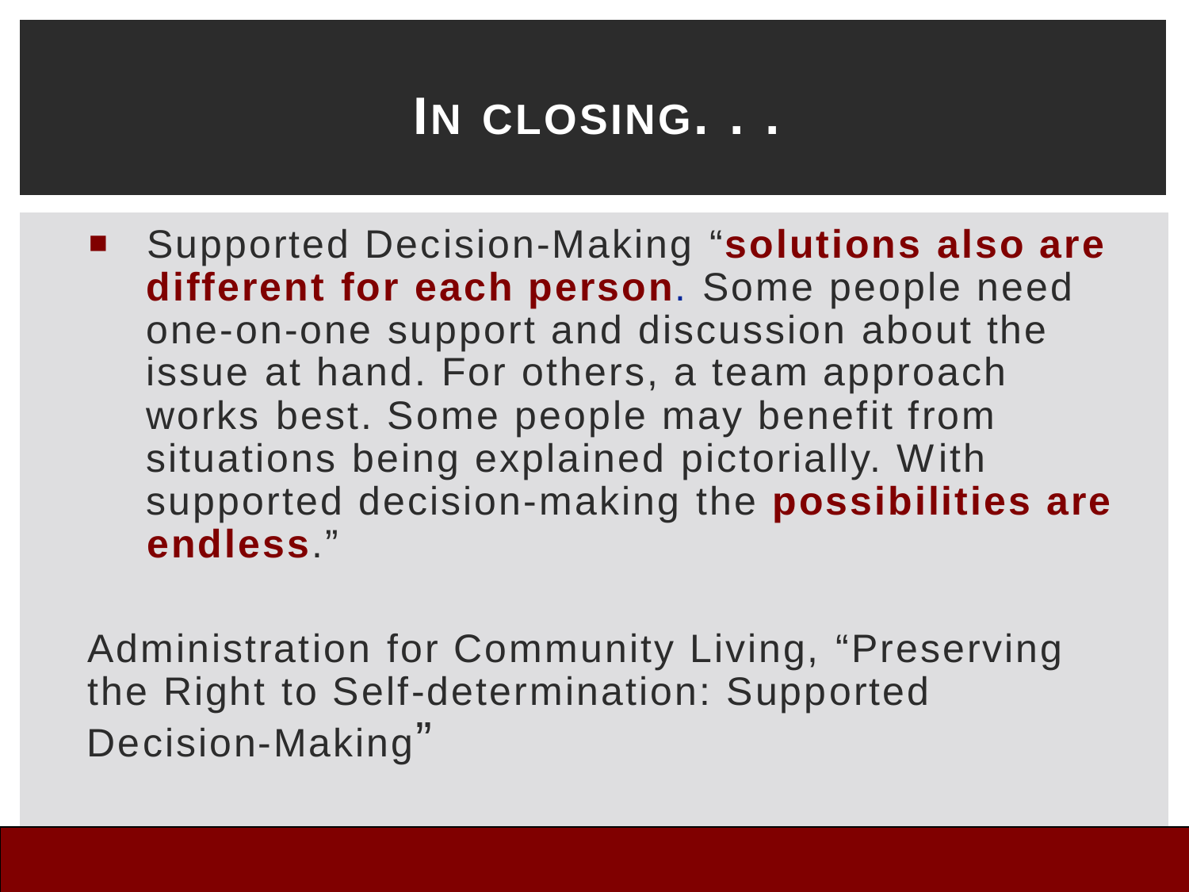# In closing. . .

- Supported Decision-Making "**solutions also are different for each person**. Some people need one-on-one support and discussion about the issue at hand. For others, a team approach works best. Some people may benefit from situations being explained pictorially. With supported decision-making the **possibilities are endless**."

Administration for Community Living, "Preserving the Right to Self-determination: Supported Decision-Making"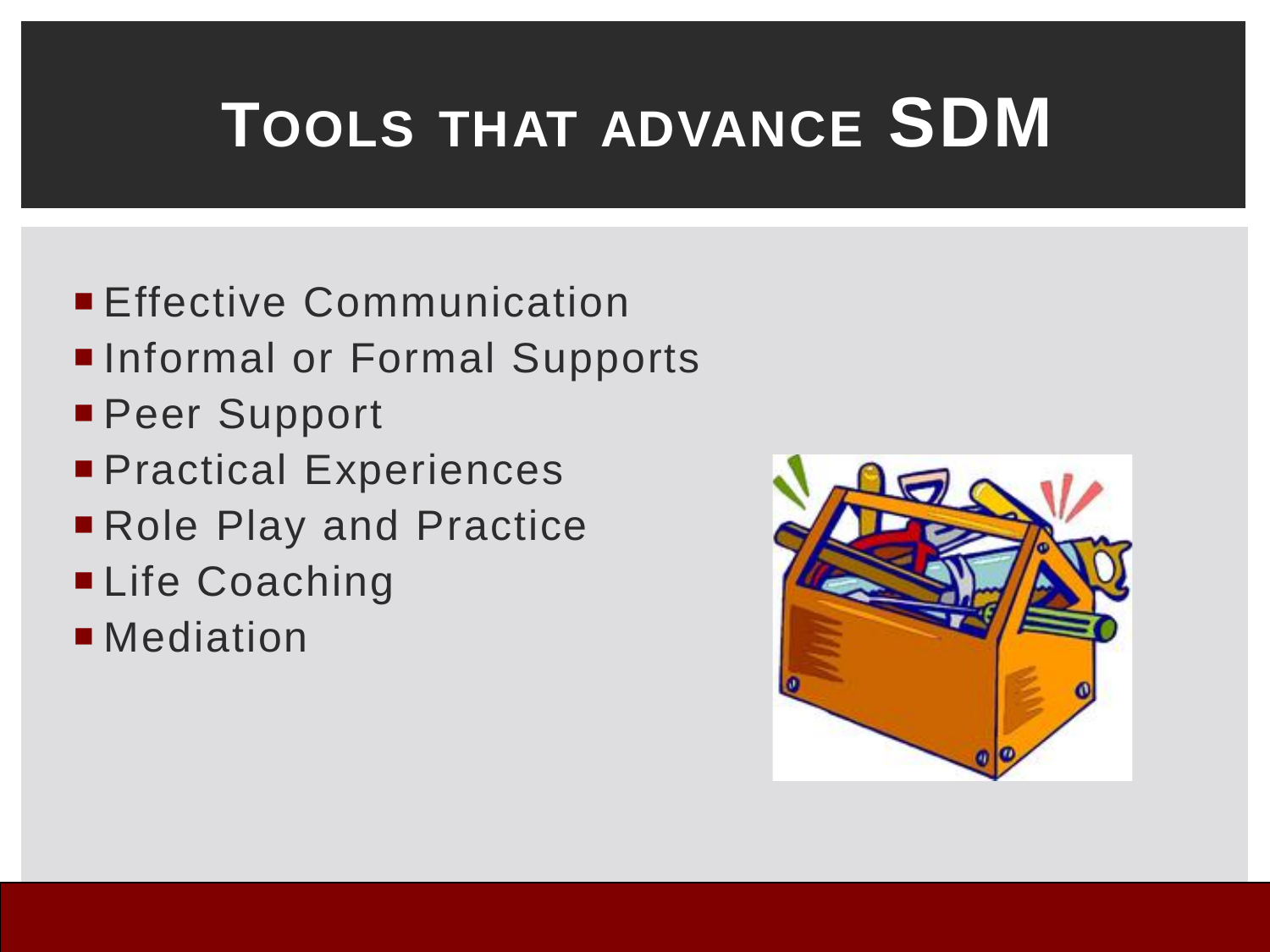# Tools that advance SDM

- Effective Communication
- Informal or Formal Supports
- Peer Support
- Practical Experiences
- Role Play and Practice
- Life Coaching
- Mediation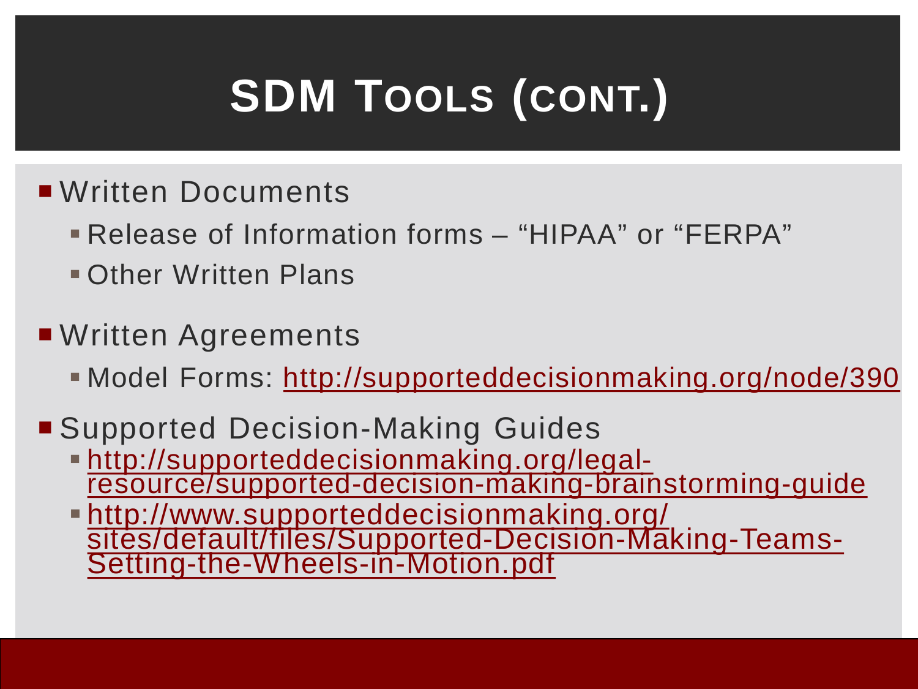# SDM Tools (cont.)

- Written Documents
  - Release of Information forms – “HIPAA” or “FERPA”
  - Other Written Plans
- Written Agreements
  - Model Forms: http://supporteddecisionmaking.org/node/390
- Supported Decision-Making Guides
  - http://supporteddecisionmaking.org/legal-resource/supported-decision-making-brainstorming-guide
  - http://www.supporteddecisionmaking.org/sites/default/files/Supported-Decision-Making-Teams-Setting-the-Wheels-in-Motion.pdf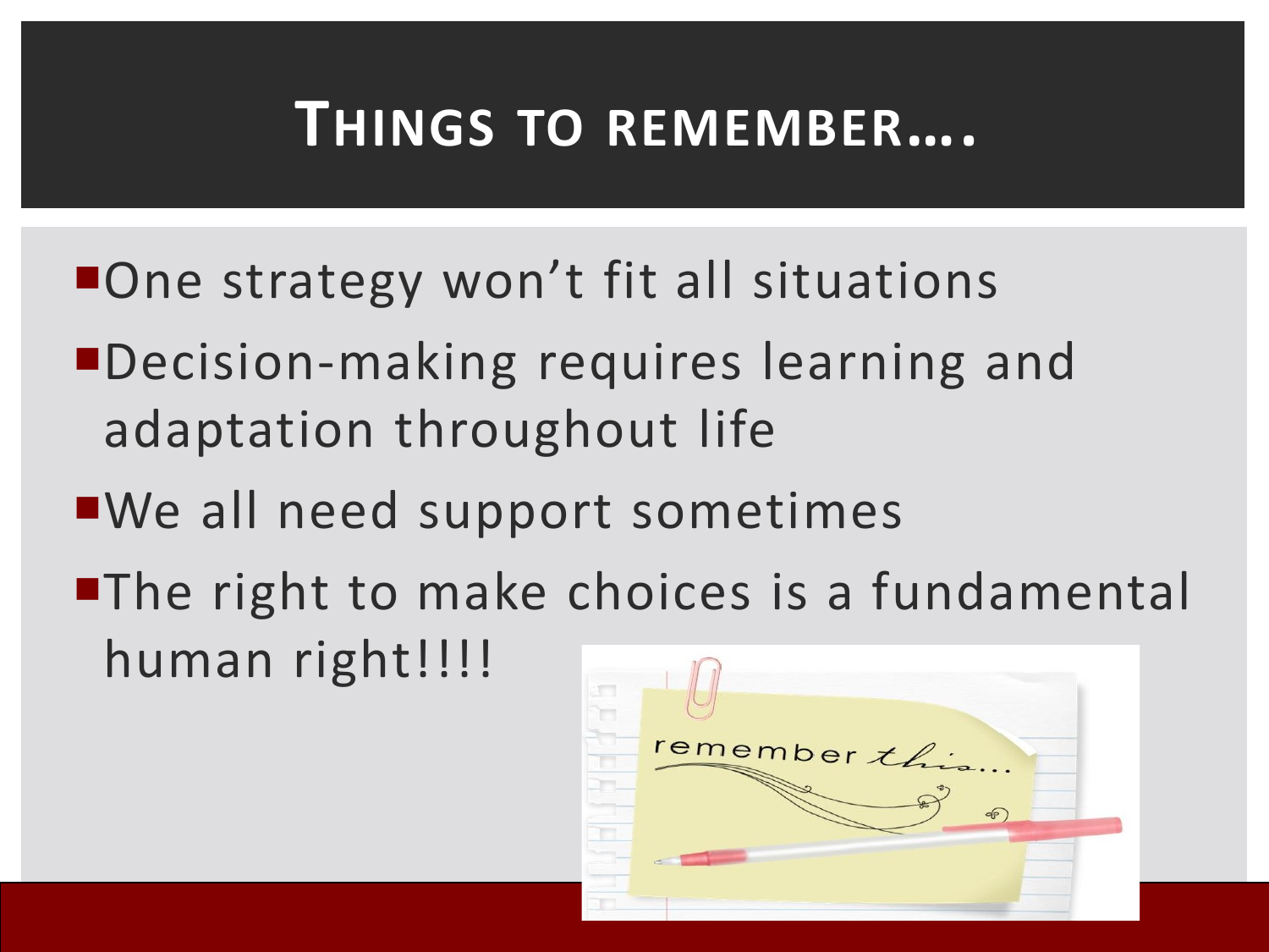# Things to remember….

- One strategy won't fit all situations
- Decision-making requires learning and adaptation throughout life
- We all need support sometimes
- The right to make choices is a fundamental human right!!!!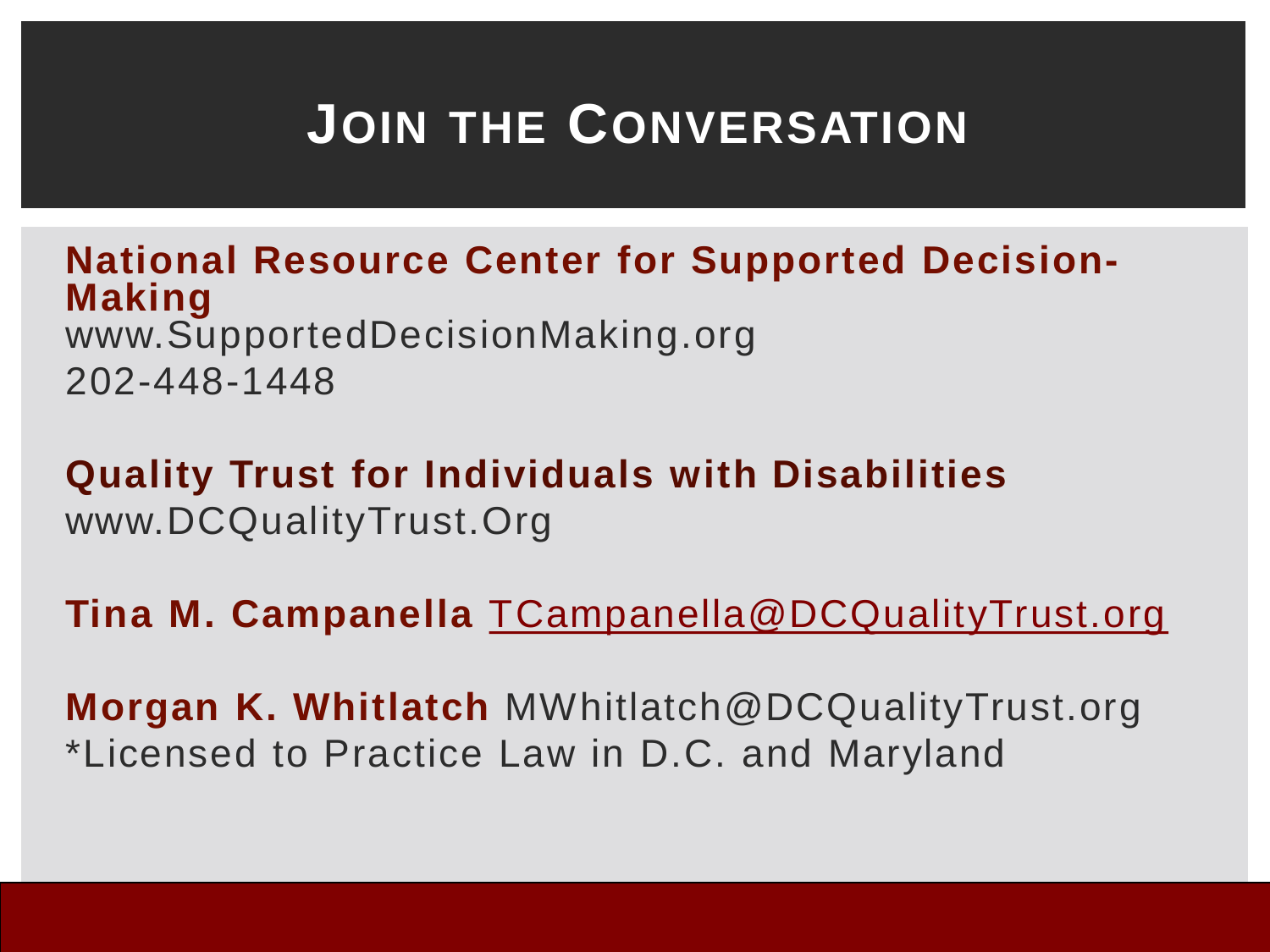# Join the Conversation

**National Resource Center for Supported Decision-Making**
www.SupportedDecisionMaking.org
202-448-1448

**Quality Trust for Individuals with Disabilities**
www.DCQualityTrust.Org

**Tina M. Campanella** TCampanella@DCQualityTrust.org

**Morgan K. Whitlatch** MWhitlatch@DCQualityTrust.org
*Licensed to Practice Law in D.C. and Maryland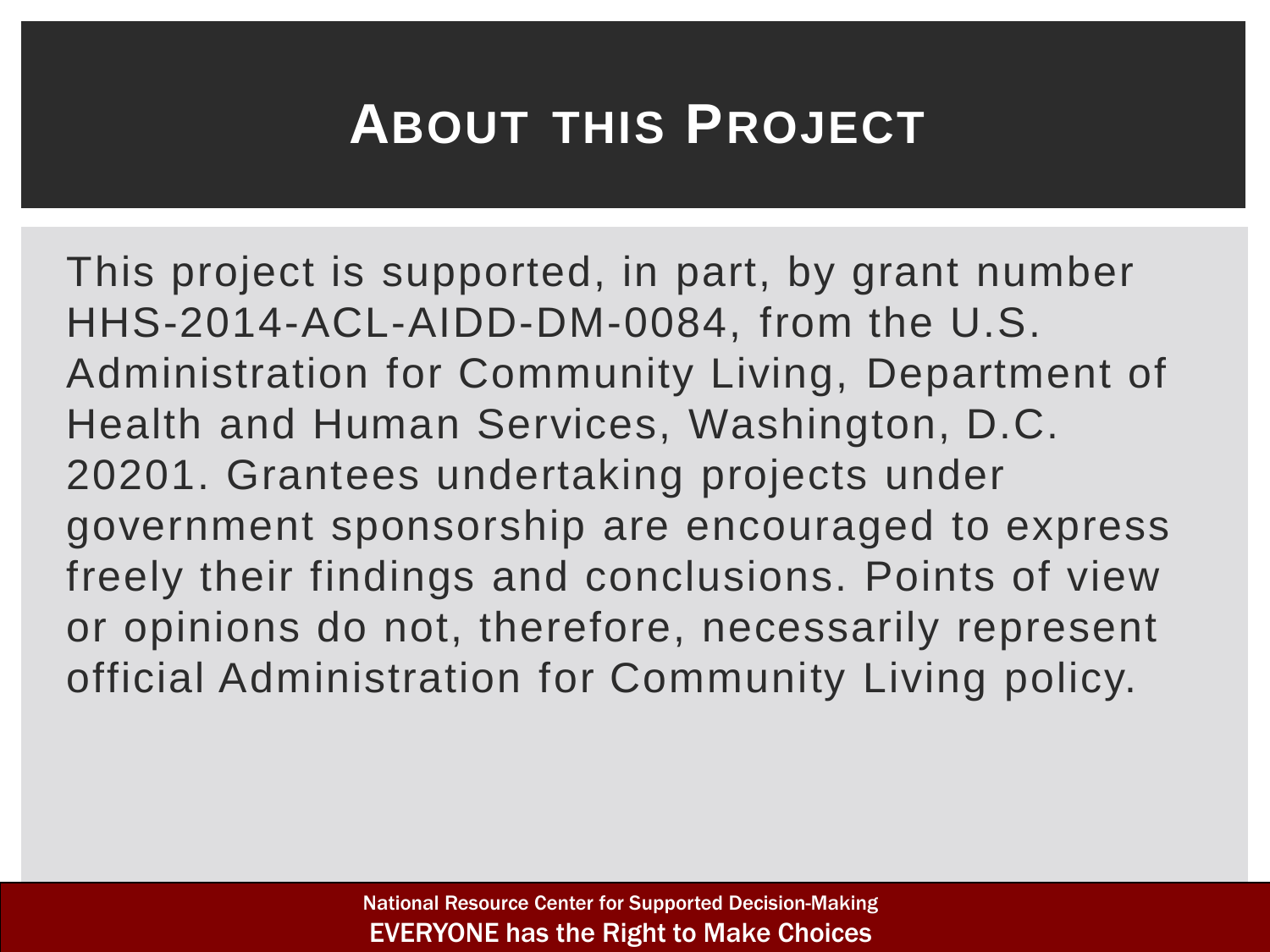# About this Project

This project is supported, in part, by grant number HHS-2014-ACL-AIDD-DM-0084, from the U.S. Administration for Community Living, Department of Health and Human Services, Washington, D.C. 20201. Grantees undertaking projects under government sponsorship are encouraged to express freely their findings and conclusions. Points of view or opinions do not, therefore, necessarily represent official Administration for Community Living policy.